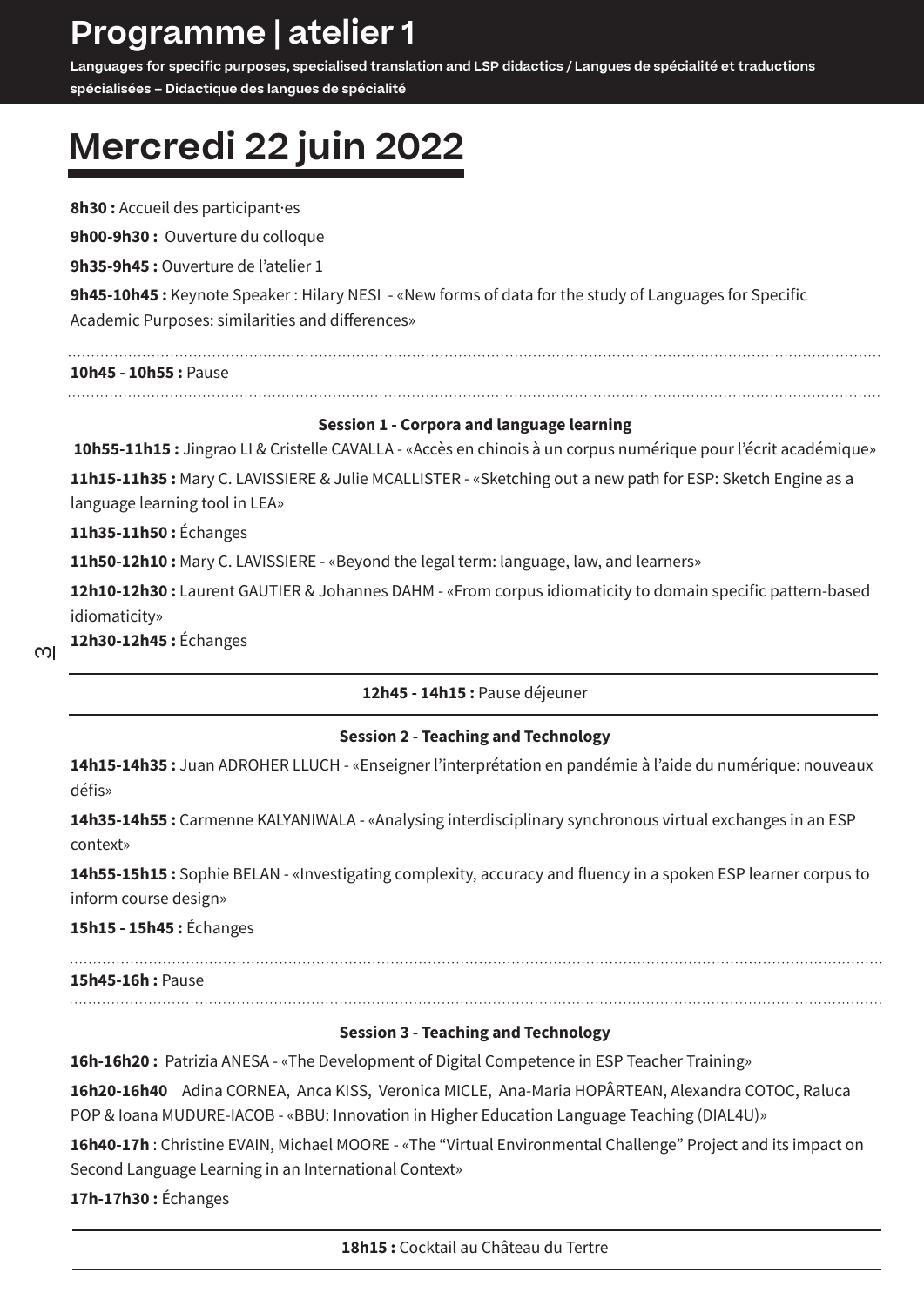# Programme | atelier 1

**Languages for specific purposes, specialised translation and LSP didactics / Langues de spécialité et traductions spécialisées – Didactique des langues de spécialité**

## Mercredi 22 juin 2022

**8h30 :** Accueil des participant·es

**9h00-9h30 :** Ouverture du colloque

**9h35-9h45 :** Ouverture de l'atelier 1

**9h45-10h45 :** Keynote Speaker : Hilary NESI - «New forms of data for the study of Languages for Specific Academic Purposes: similarities and differences»

---

**10h45 - 10h55 :** Pause

---

**Session 1 - Corpora and language learning**

**10h55-11h15 :** Jingrao LI & Cristelle CAVALLA - «Accès en chinois à un corpus numérique pour l'écrit académique»

**11h15-11h35 :** Mary C. LAVISSIERE & Julie MCALLISTER - «Sketching out a new path for ESP: Sketch Engine as a language learning tool in LEA»

**11h35-11h50 :** Échanges

**11h50-12h10 :** Mary C. LAVISSIERE - «Beyond the legal term: language, law, and learners»

**12h10-12h30 :** Laurent GAUTIER & Johannes DAHM - «From corpus idiomaticity to domain specific pattern-based idiomaticity»

**12h30-12h45 :** Échanges

---

**12h45 - 14h15 :** Pause déjeuner

---

**Session 2 - Teaching and Technology**

**14h15-14h35 :** Juan ADROHER LLUCH - «Enseigner l'interprétation en pandémie à l'aide du numérique: nouveaux défis»

**14h35-14h55 :** Carmenne KALYANIWALA - «Analysing interdisciplinary synchronous virtual exchanges in an ESP context»

**14h55-15h15 :** Sophie BELAN - «Investigating complexity, accuracy and fluency in a spoken ESP learner corpus to inform course design»

**15h15 - 15h45 :** Échanges

---

**15h45-16h :** Pause

---

**Session 3 - Teaching and Technology**

**16h-16h20 :** Patrizia ANESA - «The Development of Digital Competence in ESP Teacher Training»

**16h20-16h40** Adina CORNEA, Anca KISS, Veronica MICLE, Ana-Maria HOPÂRTEAN, Alexandra COTOC, Raluca POP & Ioana MUDURE-IACOB - «BBU: Innovation in Higher Education Language Teaching (DIAL4U)»

**16h40-17h** : Christine EVAIN, Michael MOORE - «The "Virtual Environmental Challenge" Project and its impact on Second Language Learning in an International Context»

**17h-17h30 :** Échanges

---

**18h15 :** Cocktail au Château du Tertre

---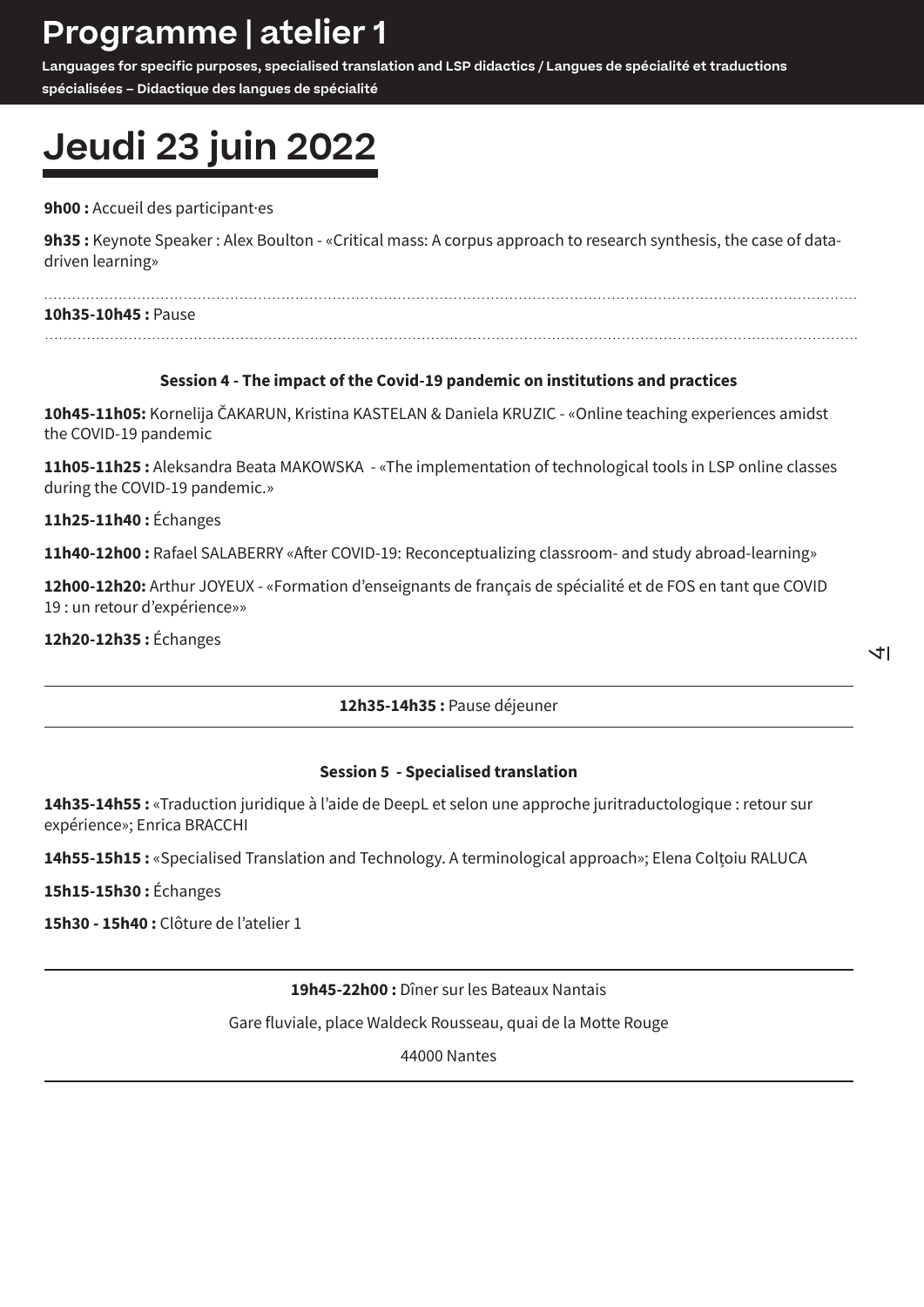# Programme | atelier 1

**Languages for specific purposes, specialised translation and LSP didactics / Langues de spécialité et traductions spécialisées – Didactique des langues de spécialité**

## Jeudi 23 juin 2022

**9h00 :** Accueil des participant·es

**9h35 :** Keynote Speaker : Alex Boulton - «Critical mass: A corpus approach to research synthesis, the case of data-driven learning»

**10h35-10h45 :** Pause

### Session 4 - The impact of the Covid-19 pandemic on institutions and practices

**10h45-11h05:** Kornelija ČAKARUN, Kristina KASTELAN & Daniela KRUZIC - «Online teaching experiences amidst the COVID-19 pandemic

**11h05-11h25 :** Aleksandra Beata MAKOWSKA - «The implementation of technological tools in LSP online classes during the COVID-19 pandemic.»

**11h25-11h40 :** Échanges

**11h40-12h00 :** Rafael SALABERRY «After COVID-19: Reconceptualizing classroom- and study abroad-learning»

**12h00-12h20:** Arthur JOYEUX - «Formation d'enseignants de français de spécialité et de FOS en tant que COVID 19 : un retour d'expérience»»

**12h20-12h35 :** Échanges

**12h35-14h35 :** Pause déjeuner

### Session 5 - Specialised translation

**14h35-14h55 :** «Traduction juridique à l'aide de DeepL et selon une approche juritraductologique : retour sur expérience»; Enrica BRACCHI

**14h55-15h15 :** «Specialised Translation and Technology. A terminological approach»; Elena Colţoiu RALUCA

**15h15-15h30 :** Échanges

**15h30 - 15h40 :** Clôture de l'atelier 1

**19h45-22h00 :** Dîner sur les Bateaux Nantais

Gare fluviale, place Waldeck Rousseau, quai de la Motte Rouge

44000 Nantes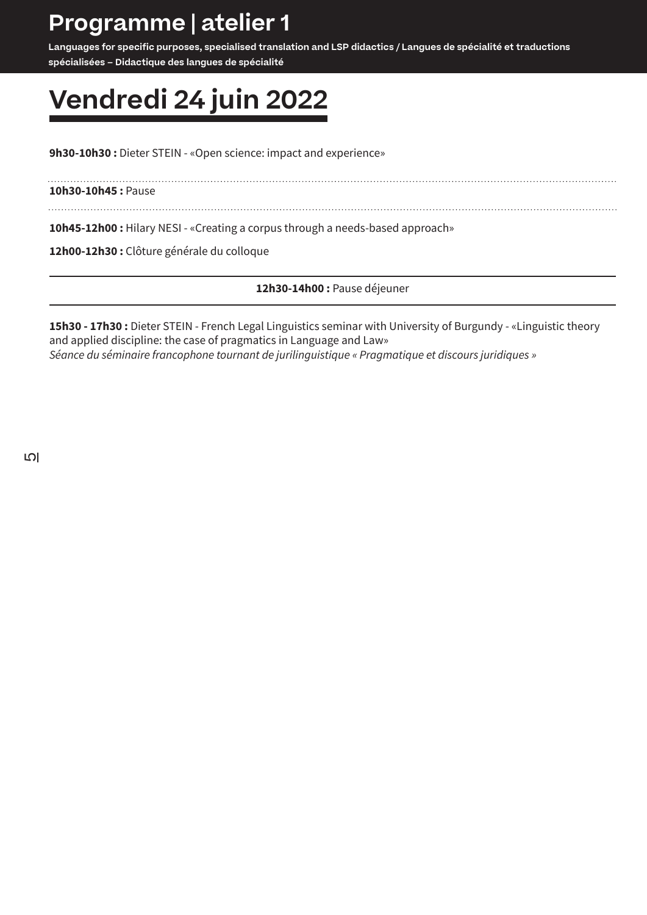# Programme | atelier 1

**Languages for specific purposes, specialised translation and LSP didactics / Langues de spécialité et traductions spécialisées – Didactique des langues de spécialité**

## Vendredi 24 juin 2022

**9h30-10h30 :** Dieter STEIN - «Open science: impact and experience»

**10h30-10h45 :** Pause

**10h45-12h00 :** Hilary NESI - «Creating a corpus through a needs-based approach»

**12h00-12h30 :** Clôture générale du colloque

**12h30-14h00 :** Pause déjeuner

**15h30 - 17h30 :** Dieter STEIN - French Legal Linguistics seminar with University of Burgundy - «Linguistic theory and applied discipline: the case of pragmatics in Language and Law»
*Séance du séminaire francophone tournant de jurilinguistique « Pragmatique et discours juridiques »*